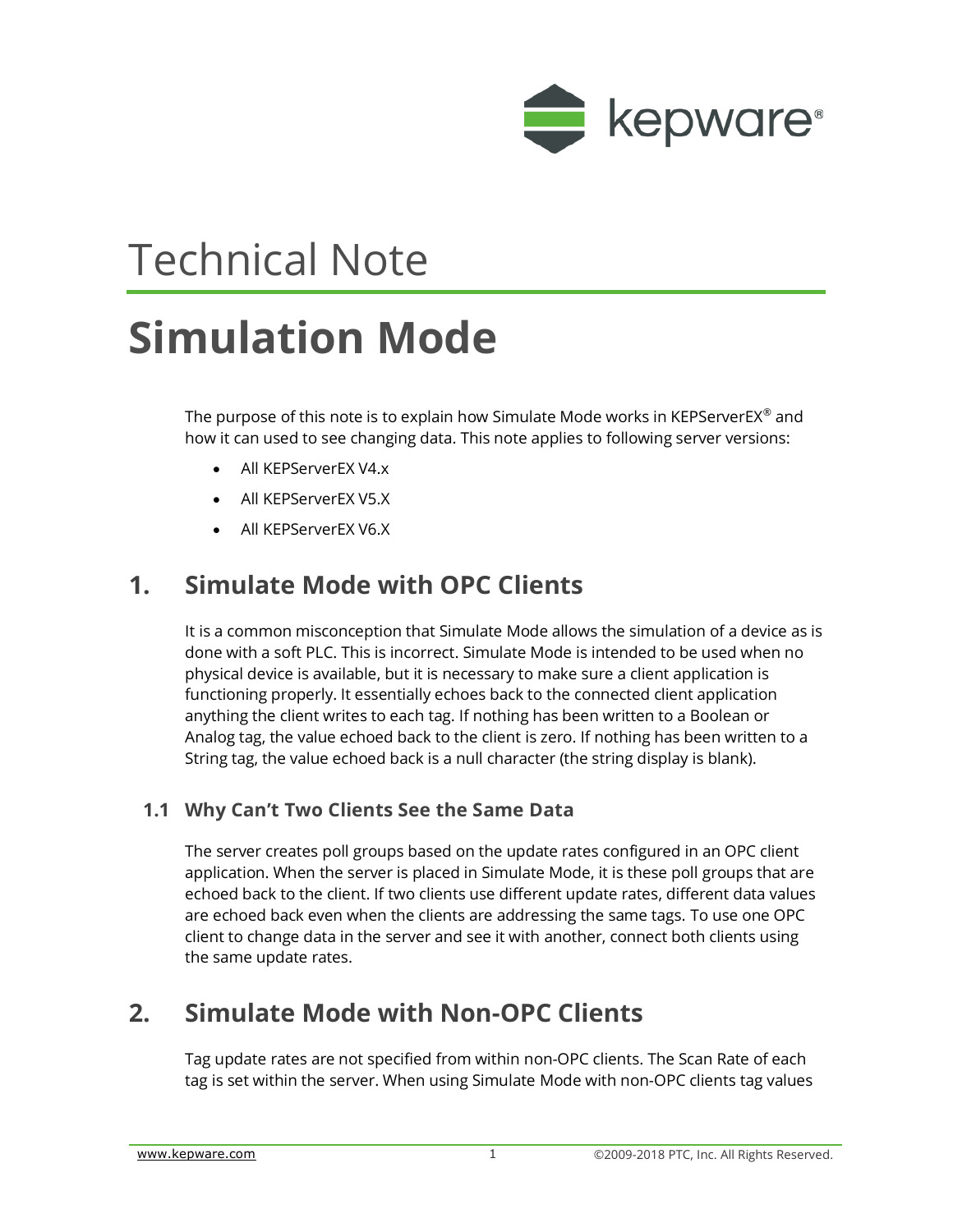Technical Note

# Simulation Mode

The purpose of this note is to explain how Simulate Mode works in KEPServerEX® and how it can used to see changing data. This note applies to following server versions:

- All KEPServerEX V4.x
- All KEPServerEX V5.X
- All KEPServerEX V6.X

## 1. Simulate Mode with OPC Clients

It is a common misconception that Simulate Mode allows the simulation of a device as is done with a soft PLC. This is incorrect. Simulate Mode is intended to be used when no physical device is available, but it is necessary to make sure a client application is functioning properly. It essentially echoes back to the connected client application anything the client writes to each tag. If nothing has been written to a Boolean or Analog tag, the value echoed back to the client is zero. If nothing has been written to a String tag, the value echoed back is a null character (the string display is blank).

### 1.1 Why Can't Two Clients See the Same Data

The server creates poll groups based on the update rates configured in an OPC client application. When the server is placed in Simulate Mode, it is these poll groups that are echoed back to the client. If two clients use different update rates, different data values are echoed back even when the clients are addressing the same tags. To use one OPC client to change data in the server and see it with another, connect both clients using the same update rates.

## 2. Simulate Mode with Non-OPC Clients

Tag update rates are not specified from within non-OPC clients. The Scan Rate of each tag is set within the server. When using Simulate Mode with non-OPC clients tag values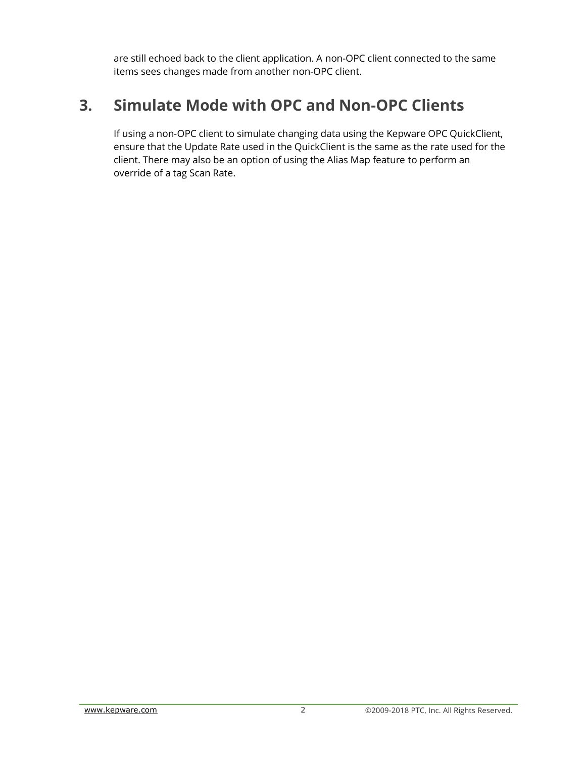are still echoed back to the client application. A non-OPC client connected to the same items sees changes made from another non-OPC client.

## 3. Simulate Mode with OPC and Non-OPC Clients

If using a non-OPC client to simulate changing data using the Kepware OPC QuickClient, ensure that the Update Rate used in the QuickClient is the same as the rate used for the client. There may also be an option of using the Alias Map feature to perform an override of a tag Scan Rate.